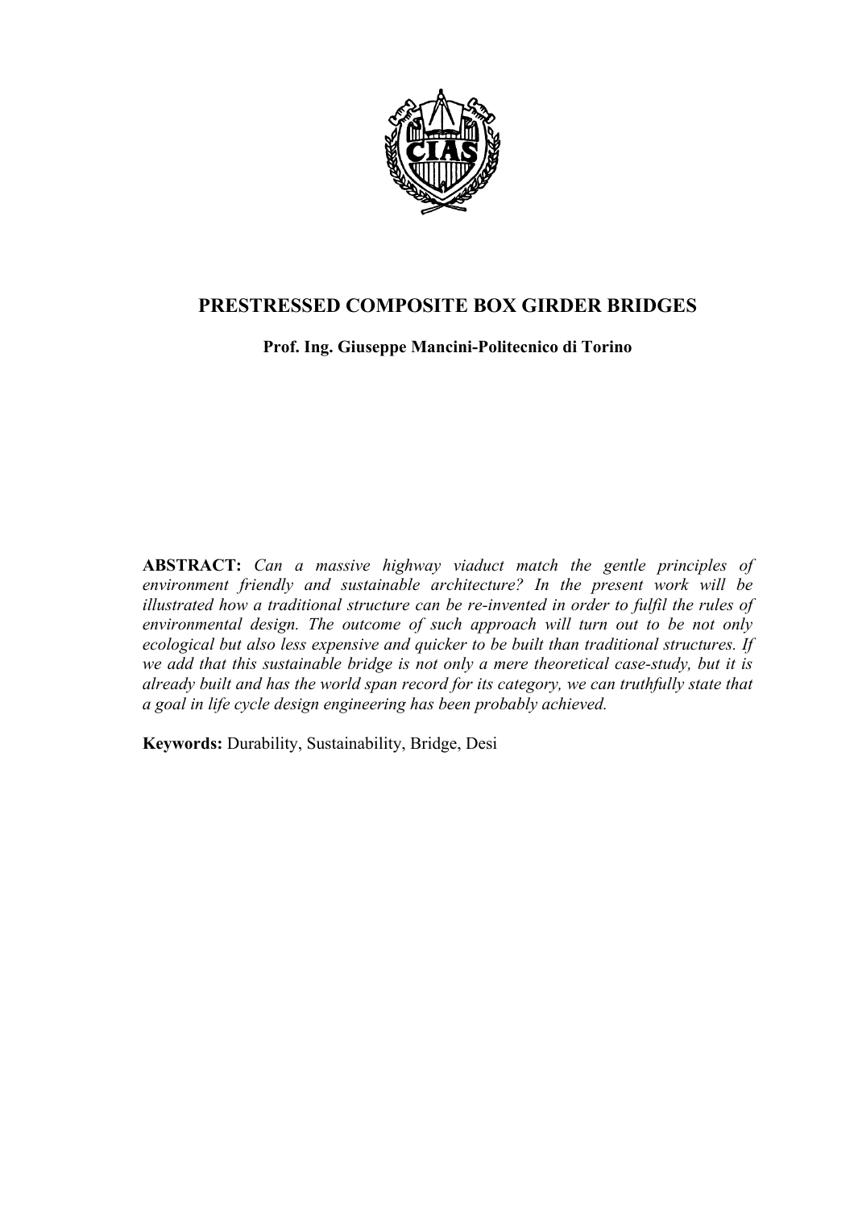# PRESTRESSED COMPOSITE BOX GIRDER BRIDGES

**Prof. Ing. Giuseppe Mancini-Politecnico di Torino**

**ABSTRACT:** *Can a massive highway viaduct match the gentle principles of environment friendly and sustainable architecture? In the present work will be illustrated how a traditional structure can be re-invented in order to fulfil the rules of environmental design. The outcome of such approach will turn out to be not only ecological but also less expensive and quicker to be built than traditional structures. If we add that this sustainable bridge is not only a mere theoretical case-study, but it is already built and has the world span record for its category, we can truthfully state that a goal in life cycle design engineering has been probably achieved.*

**Keywords:** Durability, Sustainability, Bridge, Desi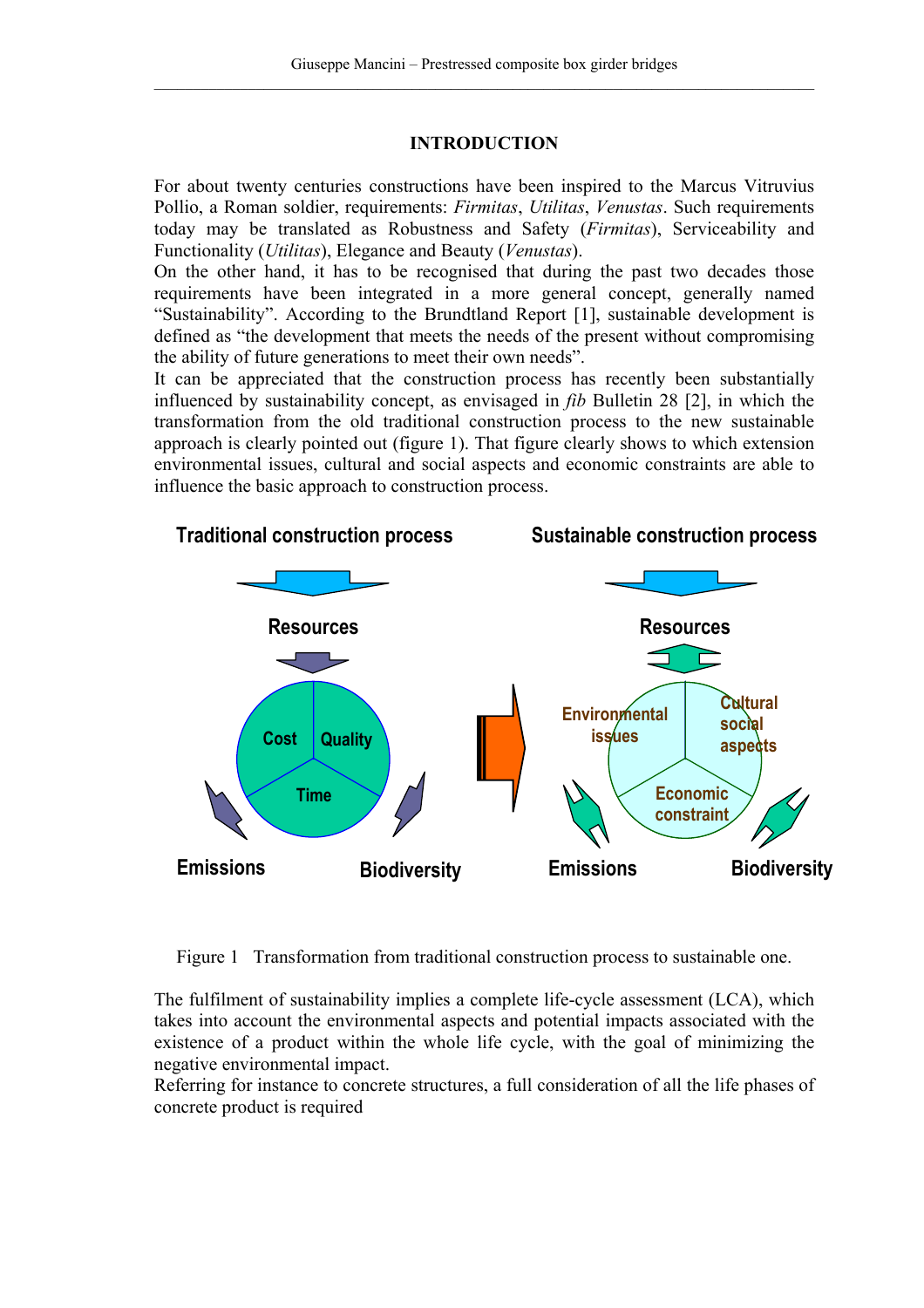## INTRODUCTION

For about twenty centuries constructions have been inspired to the Marcus Vitruvius Pollio, a Roman soldier, requirements: *Firmitas*, *Utilitas*, *Venustas*. Such requirements today may be translated as Robustness and Safety (*Firmitas*), Serviceability and Functionality (*Utilitas*), Elegance and Beauty (*Venustas*).
On the other hand, it has to be recognised that during the past two decades those requirements have been integrated in a more general concept, generally named "Sustainability". According to the Brundtland Report [1], sustainable development is defined as "the development that meets the needs of the present without compromising the ability of future generations to meet their own needs".
It can be appreciated that the construction process has recently been substantially influenced by sustainability concept, as envisaged in *fib* Bulletin 28 [2], in which the transformation from the old traditional construction process to the new sustainable approach is clearly pointed out (figure 1). That figure clearly shows to which extension environmental issues, cultural and social aspects and economic constraints are able to influence the basic approach to construction process.

Figure 1 Transformation from traditional construction process to sustainable one.

The fulfilment of sustainability implies a complete life-cycle assessment (LCA), which takes into account the environmental aspects and potential impacts associated with the existence of a product within the whole life cycle, with the goal of minimizing the negative environmental impact.
Referring for instance to concrete structures, a full consideration of all the life phases of concrete product is required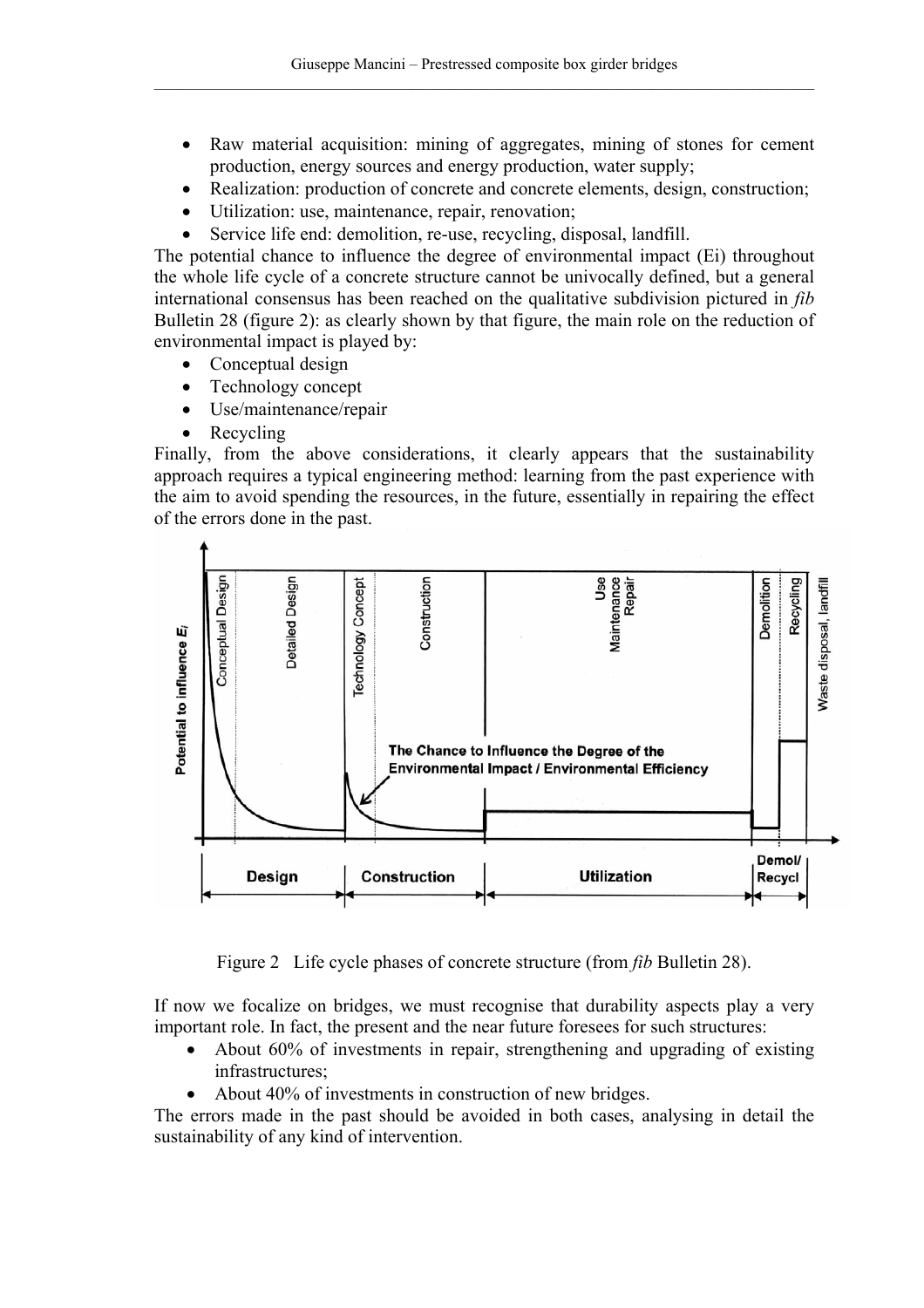- Raw material acquisition: mining of aggregates, mining of stones for cement production, energy sources and energy production, water supply;
- Realization: production of concrete and concrete elements, design, construction;
- Utilization: use, maintenance, repair, renovation;
- Service life end: demolition, re-use, recycling, disposal, landfill.

The potential chance to influence the degree of environmental impact (Ei) throughout the whole life cycle of a concrete structure cannot be univocally defined, but a general international consensus has been reached on the qualitative subdivision pictured in *fib* Bulletin 28 (figure 2): as clearly shown by that figure, the main role on the reduction of environmental impact is played by:

- Conceptual design
- Technology concept
- Use/maintenance/repair
- Recycling

Finally, from the above considerations, it clearly appears that the sustainability approach requires a typical engineering method: learning from the past experience with the aim to avoid spending the resources, in the future, essentially in repairing the effect of the errors done in the past.

Figure 2 Life cycle phases of concrete structure (from *fib* Bulletin 28).

If now we focalize on bridges, we must recognise that durability aspects play a very important role. In fact, the present and the near future foresees for such structures:

- About 60% of investments in repair, strengthening and upgrading of existing infrastructures;
- About 40% of investments in construction of new bridges.

The errors made in the past should be avoided in both cases, analysing in detail the sustainability of any kind of intervention.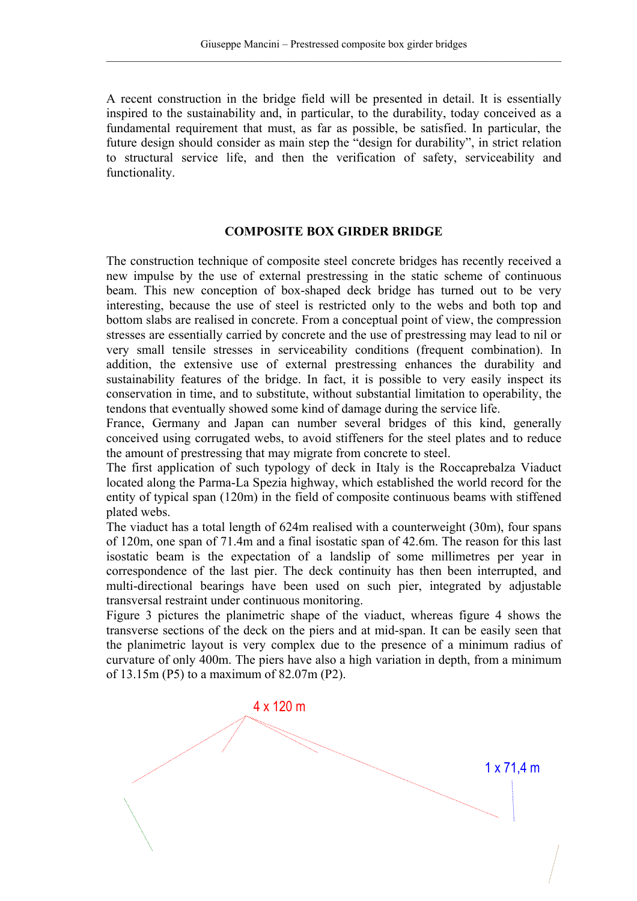A recent construction in the bridge field will be presented in detail. It is essentially inspired to the sustainability and, in particular, to the durability, today conceived as a fundamental requirement that must, as far as possible, be satisfied. In particular, the future design should consider as main step the "design for durability", in strict relation to structural service life, and then the verification of safety, serviceability and functionality.

## COMPOSITE BOX GIRDER BRIDGE

The construction technique of composite steel concrete bridges has recently received a new impulse by the use of external prestressing in the static scheme of continuous beam. This new conception of box-shaped deck bridge has turned out to be very interesting, because the use of steel is restricted only to the webs and both top and bottom slabs are realised in concrete. From a conceptual point of view, the compression stresses are essentially carried by concrete and the use of prestressing may lead to nil or very small tensile stresses in serviceability conditions (frequent combination). In addition, the extensive use of external prestressing enhances the durability and sustainability features of the bridge. In fact, it is possible to very easily inspect its conservation in time, and to substitute, without substantial limitation to operability, the tendons that eventually showed some kind of damage during the service life.

France, Germany and Japan can number several bridges of this kind, generally conceived using corrugated webs, to avoid stiffeners for the steel plates and to reduce the amount of prestressing that may migrate from concrete to steel.

The first application of such typology of deck in Italy is the Roccaprebalza Viaduct located along the Parma-La Spezia highway, which established the world record for the entity of typical span (120m) in the field of composite continuous beams with stiffened plated webs.

The viaduct has a total length of 624m realised with a counterweight (30m), four spans of 120m, one span of 71.4m and a final isostatic span of 42.6m. The reason for this last isostatic beam is the expectation of a landslip of some millimetres per year in correspondence of the last pier. The deck continuity has then been interrupted, and multi-directional bearings have been used on such pier, integrated by adjustable transversal restraint under continuous monitoring.

Figure 3 pictures the planimetric shape of the viaduct, whereas figure 4 shows the transverse sections of the deck on the piers and at mid-span. It can be easily seen that the planimetric layout is very complex due to the presence of a minimum radius of curvature of only 400m. The piers have also a high variation in depth, from a minimum of 13.15m (P5) to a maximum of 82.07m (P2).

4 x 120 m

1 x 71,4 m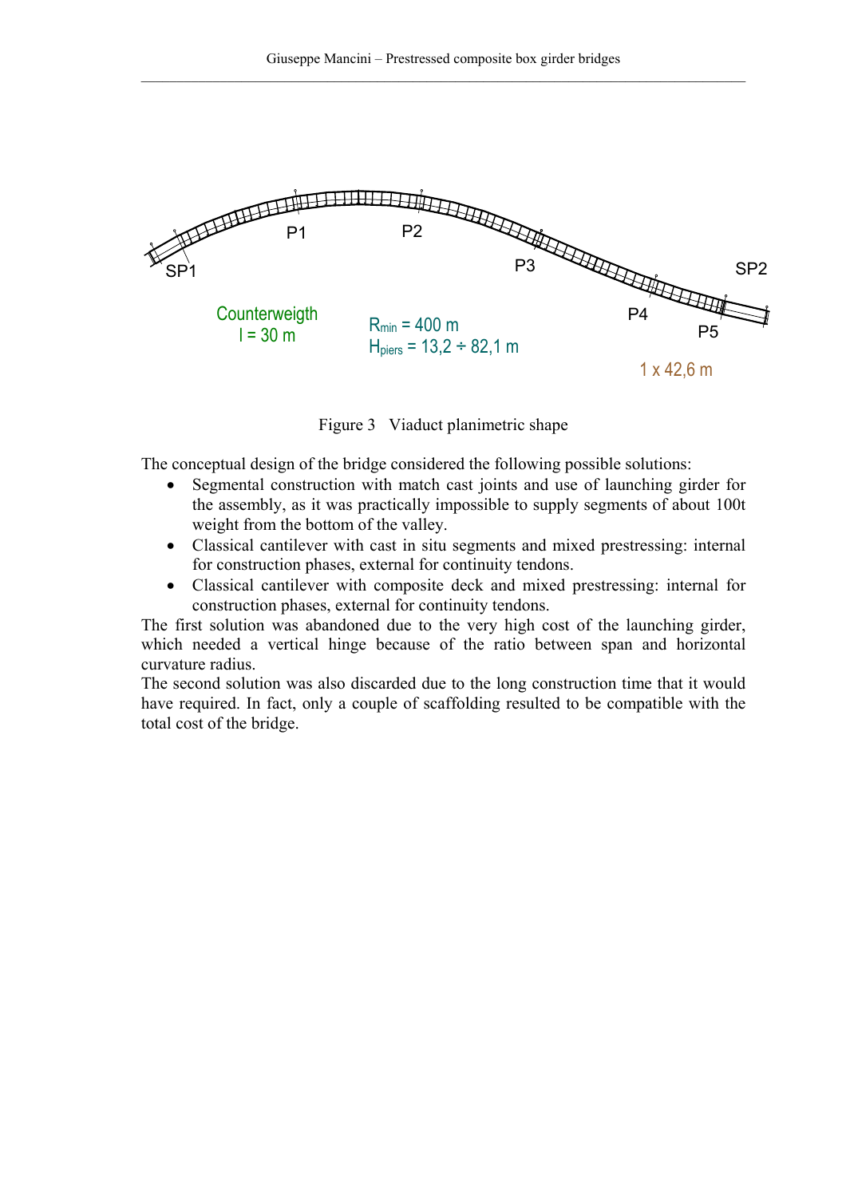Figure 3 Viaduct planimetric shape

The conceptual design of the bridge considered the following possible solutions:

- Segmental construction with match cast joints and use of launching girder for the assembly, as it was practically impossible to supply segments of about 100t weight from the bottom of the valley.
- Classical cantilever with cast in situ segments and mixed prestressing: internal for construction phases, external for continuity tendons.
- Classical cantilever with composite deck and mixed prestressing: internal for construction phases, external for continuity tendons.

The first solution was abandoned due to the very high cost of the launching girder, which needed a vertical hinge because of the ratio between span and horizontal curvature radius.

The second solution was also discarded due to the long construction time that it would have required. In fact, only a couple of scaffolding resulted to be compatible with the total cost of the bridge.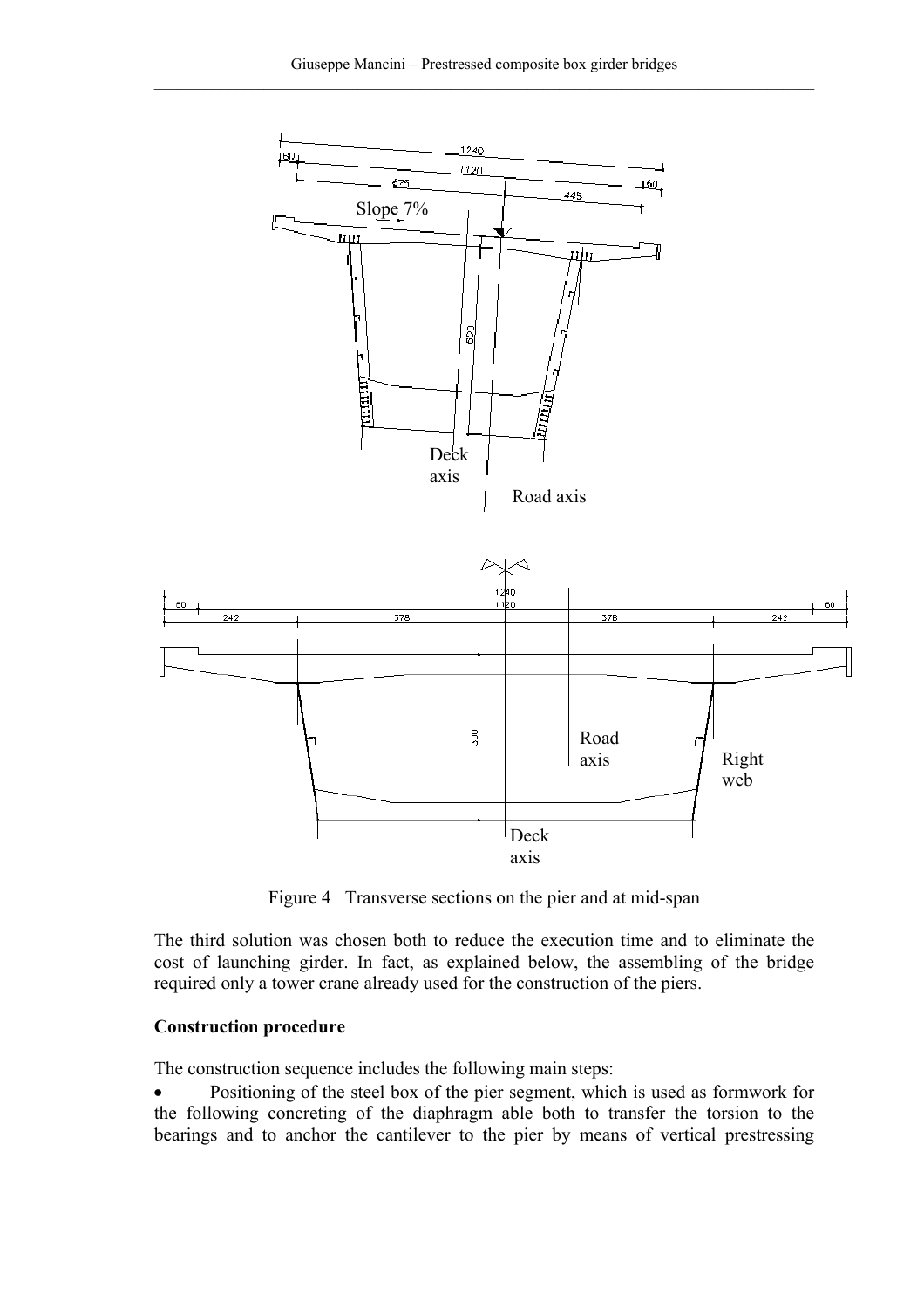Figure 4 Transverse sections on the pier and at mid-span

The third solution was chosen both to reduce the execution time and to eliminate the cost of launching girder. In fact, as explained below, the assembling of the bridge required only a tower crane already used for the construction of the piers.

**Construction procedure**

The construction sequence includes the following main steps:

- Positioning of the steel box of the pier segment, which is used as formwork for the following concreting of the diaphragm able both to transfer the torsion to the bearings and to anchor the cantilever to the pier by means of vertical prestressing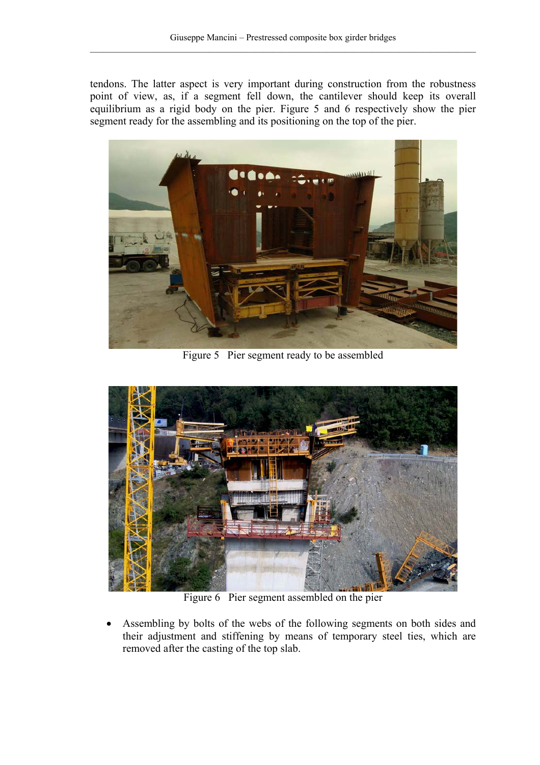tendons. The latter aspect is very important during construction from the robustness point of view, as, if a segment fell down, the cantilever should keep its overall equilibrium as a rigid body on the pier. Figure 5 and 6 respectively show the pier segment ready for the assembling and its positioning on the top of the pier.

Figure 5 Pier segment ready to be assembled

Figure 6 Pier segment assembled on the pier

- Assembling by bolts of the webs of the following segments on both sides and their adjustment and stiffening by means of temporary steel ties, which are removed after the casting of the top slab.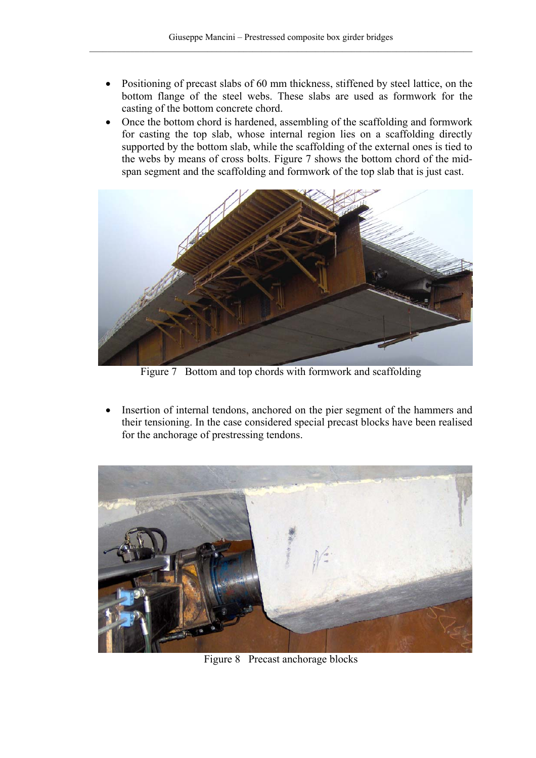- Positioning of precast slabs of 60 mm thickness, stiffened by steel lattice, on the bottom flange of the steel webs. These slabs are used as formwork for the casting of the bottom concrete chord.
- Once the bottom chord is hardened, assembling of the scaffolding and formwork for casting the top slab, whose internal region lies on a scaffolding directly supported by the bottom slab, while the scaffolding of the external ones is tied to the webs by means of cross bolts. Figure 7 shows the bottom chord of the mid-span segment and the scaffolding and formwork of the top slab that is just cast.

Figure 7 Bottom and top chords with formwork and scaffolding

- Insertion of internal tendons, anchored on the pier segment of the hammers and their tensioning. In the case considered special precast blocks have been realised for the anchorage of prestressing tendons.

Figure 8 Precast anchorage blocks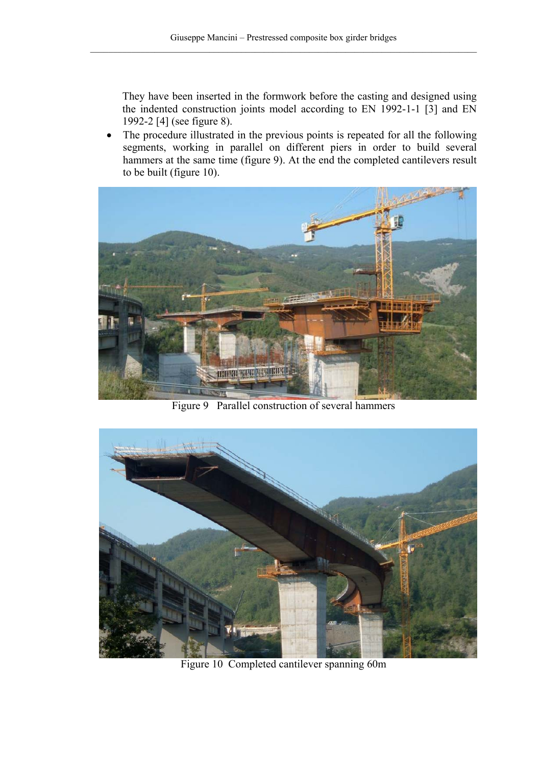They have been inserted in the formwork before the casting and designed using the indented construction joints model according to EN 1992-1-1 [3] and EN 1992-2 [4] (see figure 8).

- The procedure illustrated in the previous points is repeated for all the following segments, working in parallel on different piers in order to build several hammers at the same time (figure 9). At the end the completed cantilevers result to be built (figure 10).

Figure 9 Parallel construction of several hammers

Figure 10 Completed cantilever spanning 60m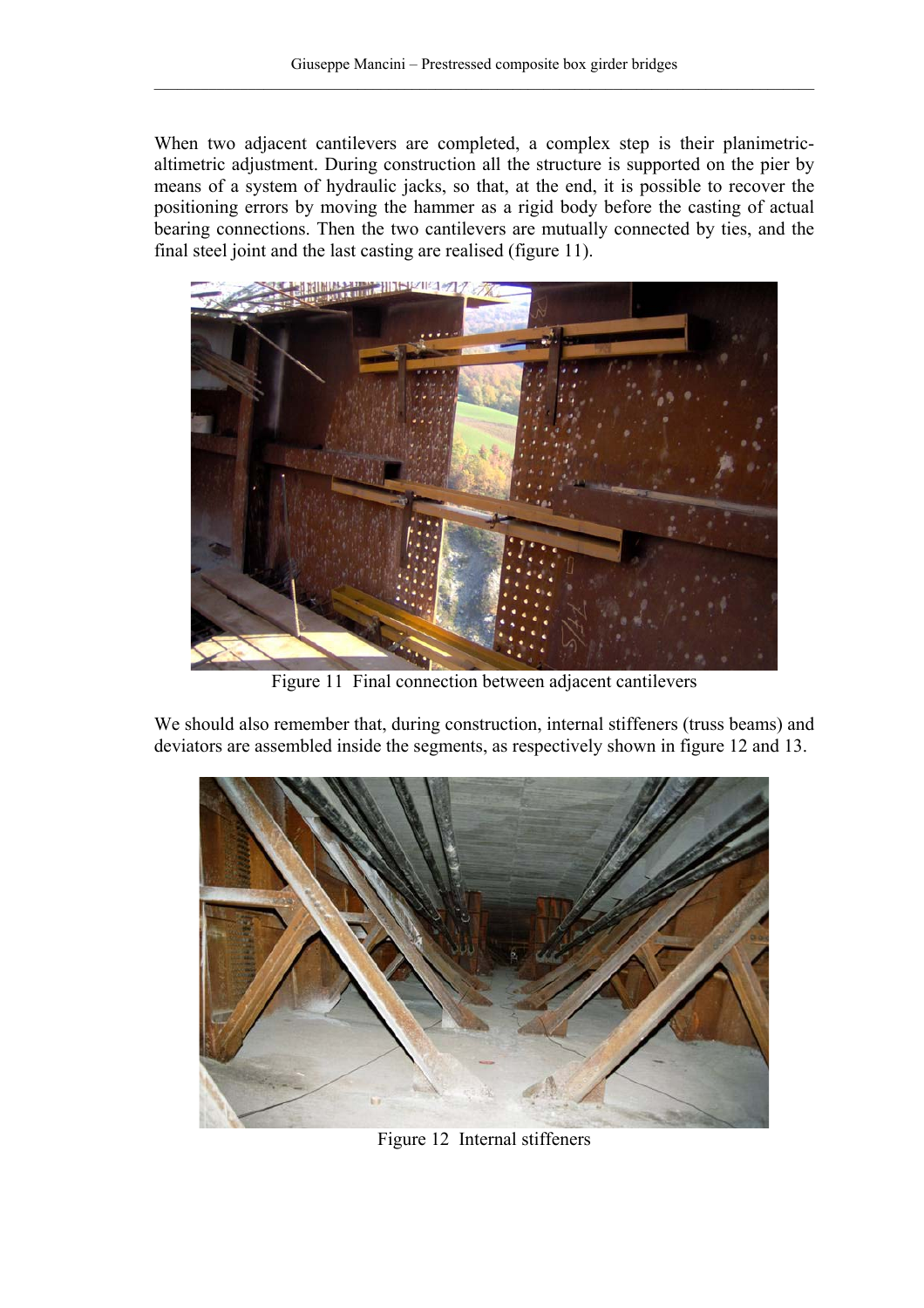When two adjacent cantilevers are completed, a complex step is their planimetric-altimetric adjustment. During construction all the structure is supported on the pier by means of a system of hydraulic jacks, so that, at the end, it is possible to recover the positioning errors by moving the hammer as a rigid body before the casting of actual bearing connections. Then the two cantilevers are mutually connected by ties, and the final steel joint and the last casting are realised (figure 11).

Figure 11 Final connection between adjacent cantilevers

We should also remember that, during construction, internal stiffeners (truss beams) and deviators are assembled inside the segments, as respectively shown in figure 12 and 13.

Figure 12 Internal stiffeners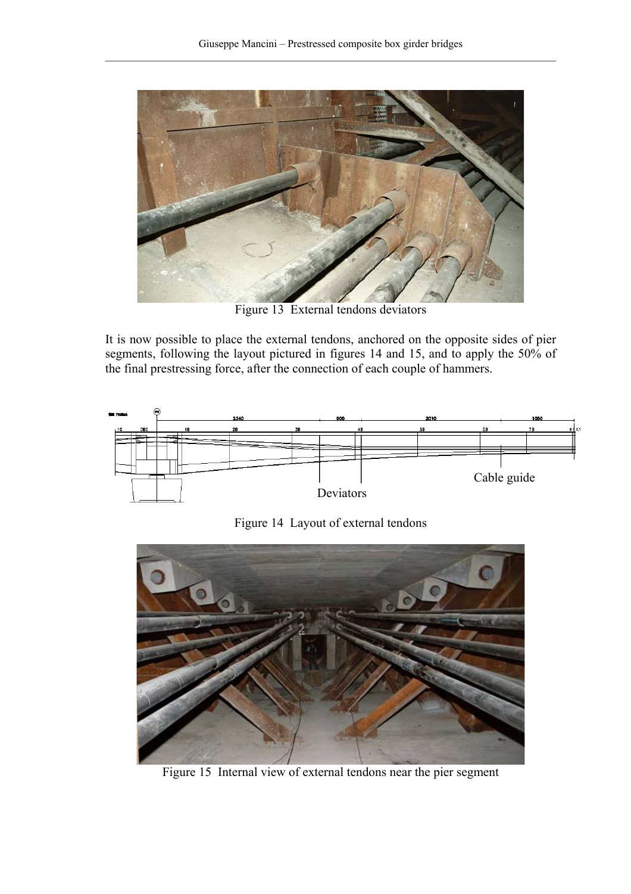Figure 13  External tendons deviators

It is now possible to place the external tendons, anchored on the opposite sides of pier segments, following the layout pictured in figures 14 and 15, and to apply the 50% of the final prestressing force, after the connection of each couple of hammers.

Figure 14  Layout of external tendons

Figure 15  Internal view of external tendons near the pier segment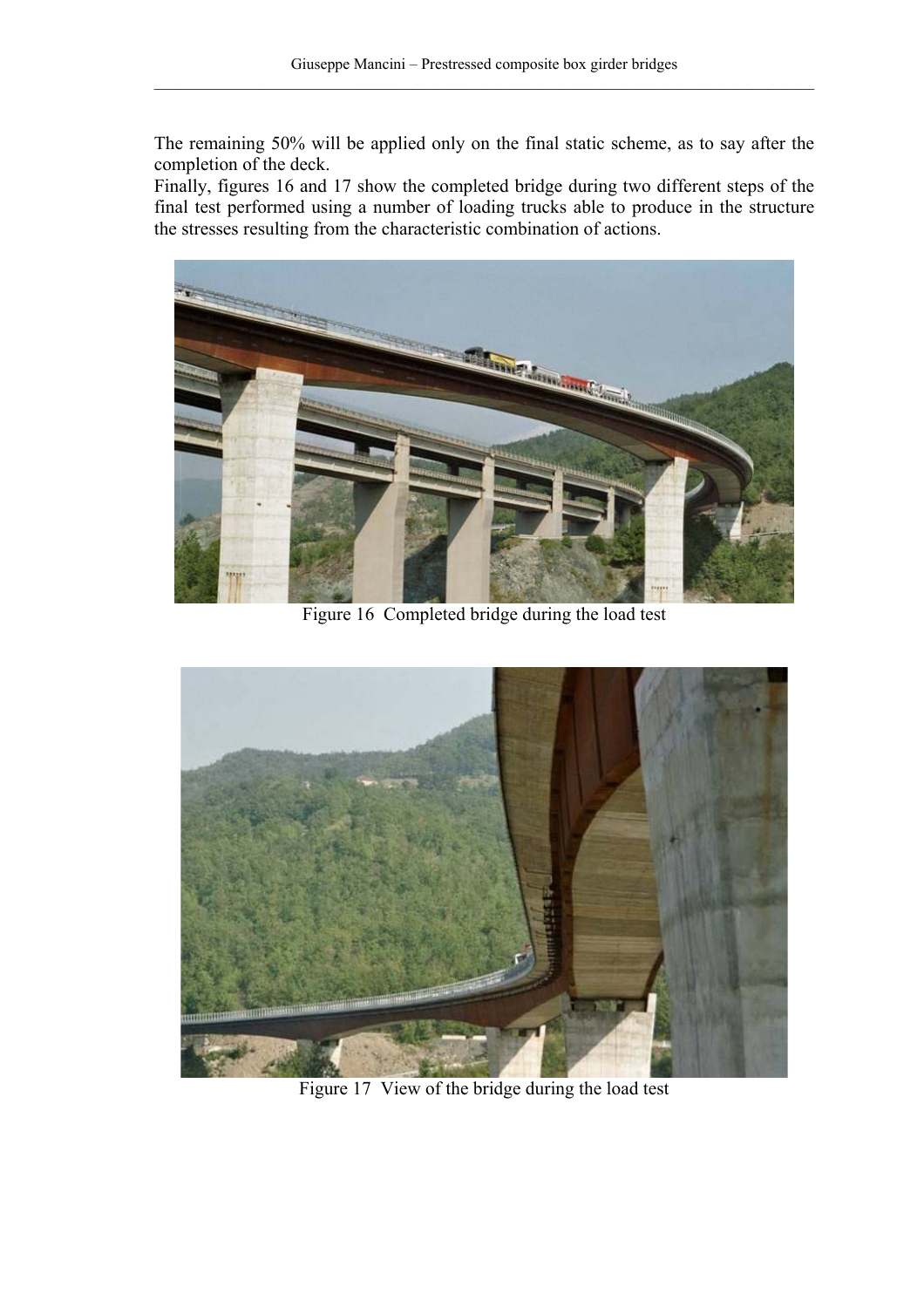The remaining 50% will be applied only on the final static scheme, as to say after the completion of the deck.

Finally, figures 16 and 17 show the completed bridge during two different steps of the final test performed using a number of loading trucks able to produce in the structure the stresses resulting from the characteristic combination of actions.

Figure 16 Completed bridge during the load test

Figure 17 View of the bridge during the load test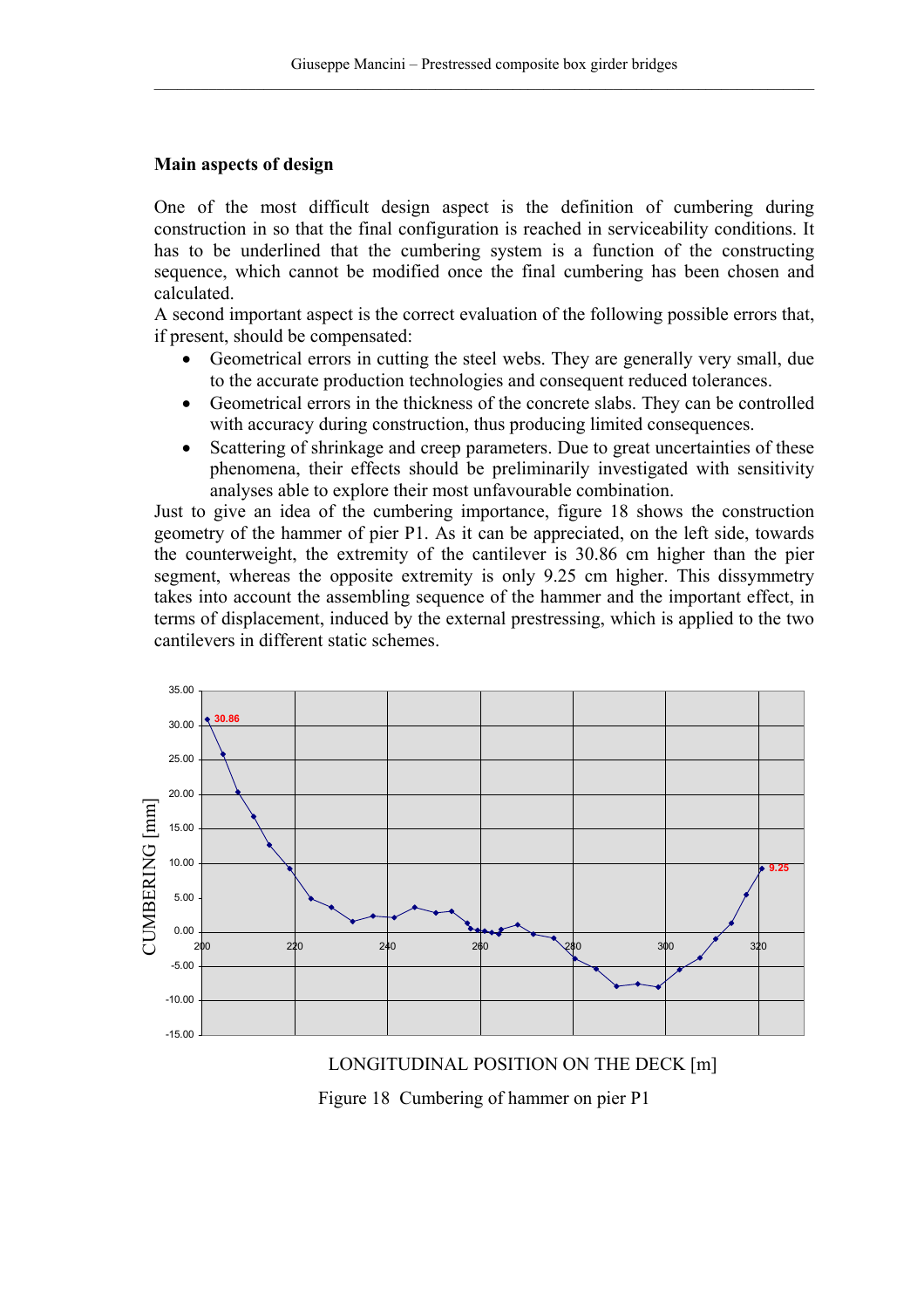## Main aspects of design

One of the most difficult design aspect is the definition of cumbering during construction in so that the final configuration is reached in serviceability conditions. It has to be underlined that the cumbering system is a function of the constructing sequence, which cannot be modified once the final cumbering has been chosen and calculated.

A second important aspect is the correct evaluation of the following possible errors that, if present, should be compensated:

- Geometrical errors in cutting the steel webs. They are generally very small, due to the accurate production technologies and consequent reduced tolerances.
- Geometrical errors in the thickness of the concrete slabs. They can be controlled with accuracy during construction, thus producing limited consequences.
- Scattering of shrinkage and creep parameters. Due to great uncertainties of these phenomena, their effects should be preliminarily investigated with sensitivity analyses able to explore their most unfavourable combination.

Just to give an idea of the cumbering importance, figure 18 shows the construction geometry of the hammer of pier P1. As it can be appreciated, on the left side, towards the counterweight, the extremity of the cantilever is 30.86 cm higher than the pier segment, whereas the opposite extremity is only 9.25 cm higher. This dissymmetry takes into account the assembling sequence of the hammer and the important effect, in terms of displacement, induced by the external prestressing, which is applied to the two cantilevers in different static schemes.

Figure 18 Cumbering of hammer on pier P1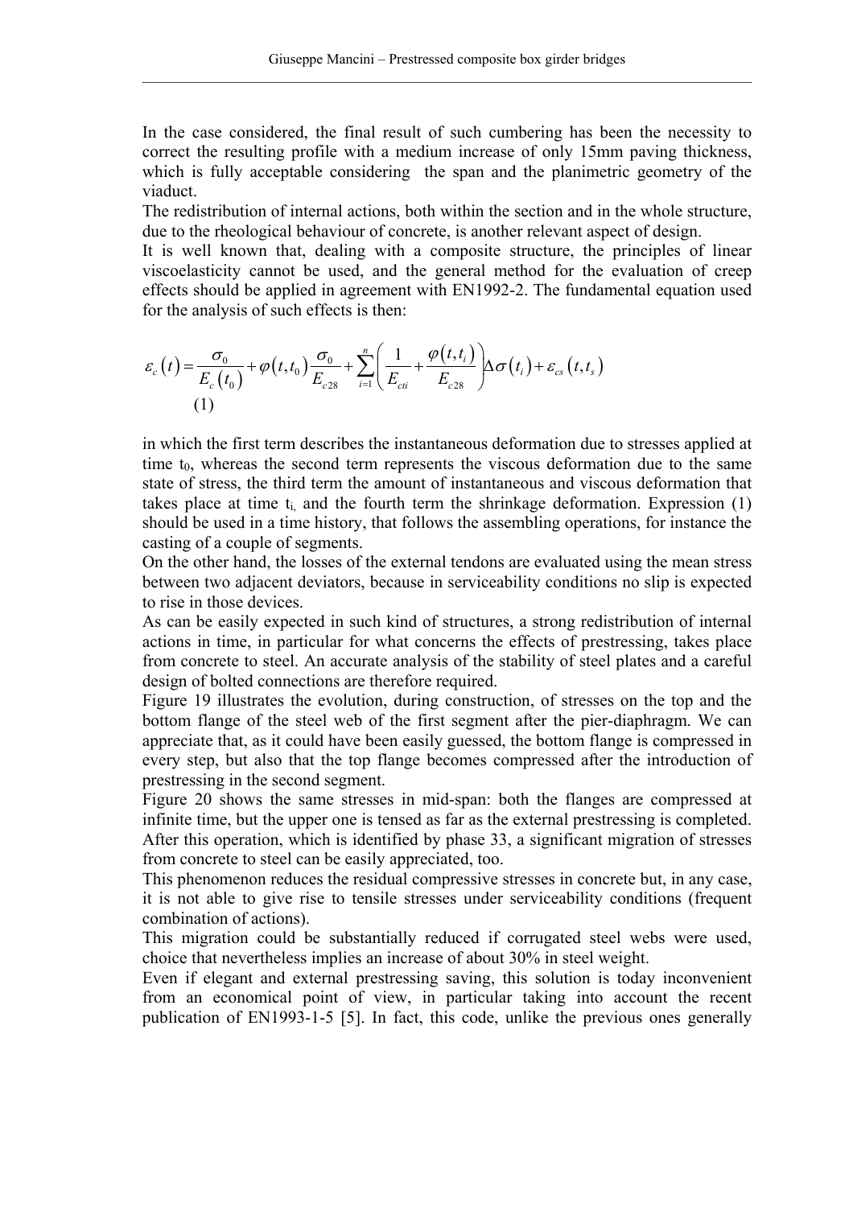In the case considered, the final result of such cumbering has been the necessity to correct the resulting profile with a medium increase of only 15mm paving thickness, which is fully acceptable considering the span and the planimetric geometry of the viaduct.
The redistribution of internal actions, both within the section and in the whole structure, due to the rheological behaviour of concrete, is another relevant aspect of design.
It is well known that, dealing with a composite structure, the principles of linear viscoelasticity cannot be used, and the general method for the evaluation of creep effects should be applied in agreement with EN1992-2. The fundamental equation used for the analysis of such effects is then:

$$\varepsilon_c\left(t\right)=\frac{\sigma_0}{E_c\left(t_0\right)}+\varphi\left(t,t_0\right)\frac{\sigma_0}{E_{c28}}+\sum_{i=1}^{n}\left(\frac{1}{E_{cti}}+\frac{\varphi\left(t,t_i\right)}{E_{c28}}\right)\Delta\sigma\left(t_i\right)+\varepsilon_{cs}\left(t,t_s\right) \quad (1)$$

in which the first term describes the instantaneous deformation due to stresses applied at time $t_0$, whereas the second term represents the viscous deformation due to the same state of stress, the third term the amount of instantaneous and viscous deformation that takes place at time $t_i$, and the fourth term the shrinkage deformation. Expression (1) should be used in a time history, that follows the assembling operations, for instance the casting of a couple of segments.
On the other hand, the losses of the external tendons are evaluated using the mean stress between two adjacent deviators, because in serviceability conditions no slip is expected to rise in those devices.
As can be easily expected in such kind of structures, a strong redistribution of internal actions in time, in particular for what concerns the effects of prestressing, takes place from concrete to steel. An accurate analysis of the stability of steel plates and a careful design of bolted connections are therefore required.
Figure 19 illustrates the evolution, during construction, of stresses on the top and the bottom flange of the steel web of the first segment after the pier-diaphragm. We can appreciate that, as it could have been easily guessed, the bottom flange is compressed in every step, but also that the top flange becomes compressed after the introduction of prestressing in the second segment.
Figure 20 shows the same stresses in mid-span: both the flanges are compressed at infinite time, but the upper one is tensed as far as the external prestressing is completed. After this operation, which is identified by phase 33, a significant migration of stresses from concrete to steel can be easily appreciated, too.
This phenomenon reduces the residual compressive stresses in concrete but, in any case, it is not able to give rise to tensile stresses under serviceability conditions (frequent combination of actions).
This migration could be substantially reduced if corrugated steel webs were used, choice that nevertheless implies an increase of about 30% in steel weight.
Even if elegant and external prestressing saving, this solution is today inconvenient from an economical point of view, in particular taking into account the recent publication of EN1993-1-5 [5]. In fact, this code, unlike the previous ones generally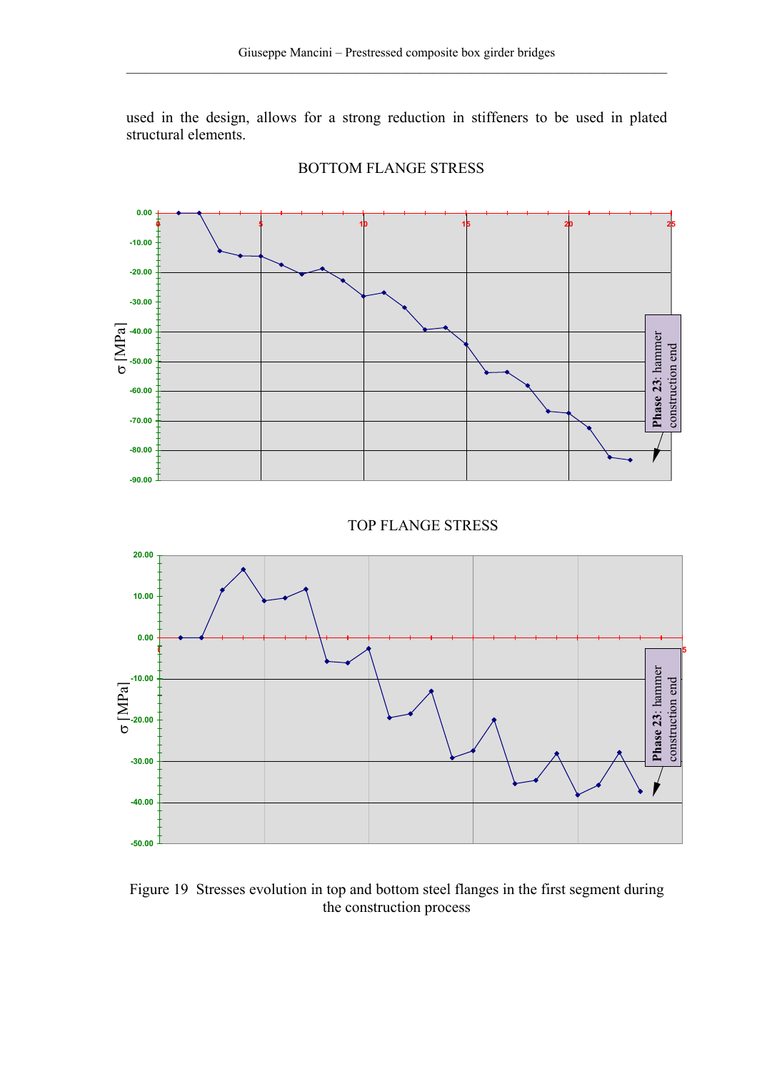used in the design, allows for a strong reduction in stiffeners to be used in plated structural elements.

BOTTOM FLANGE STRESS

TOP FLANGE STRESS

Figure 19 Stresses evolution in top and bottom steel flanges in the first segment during the construction process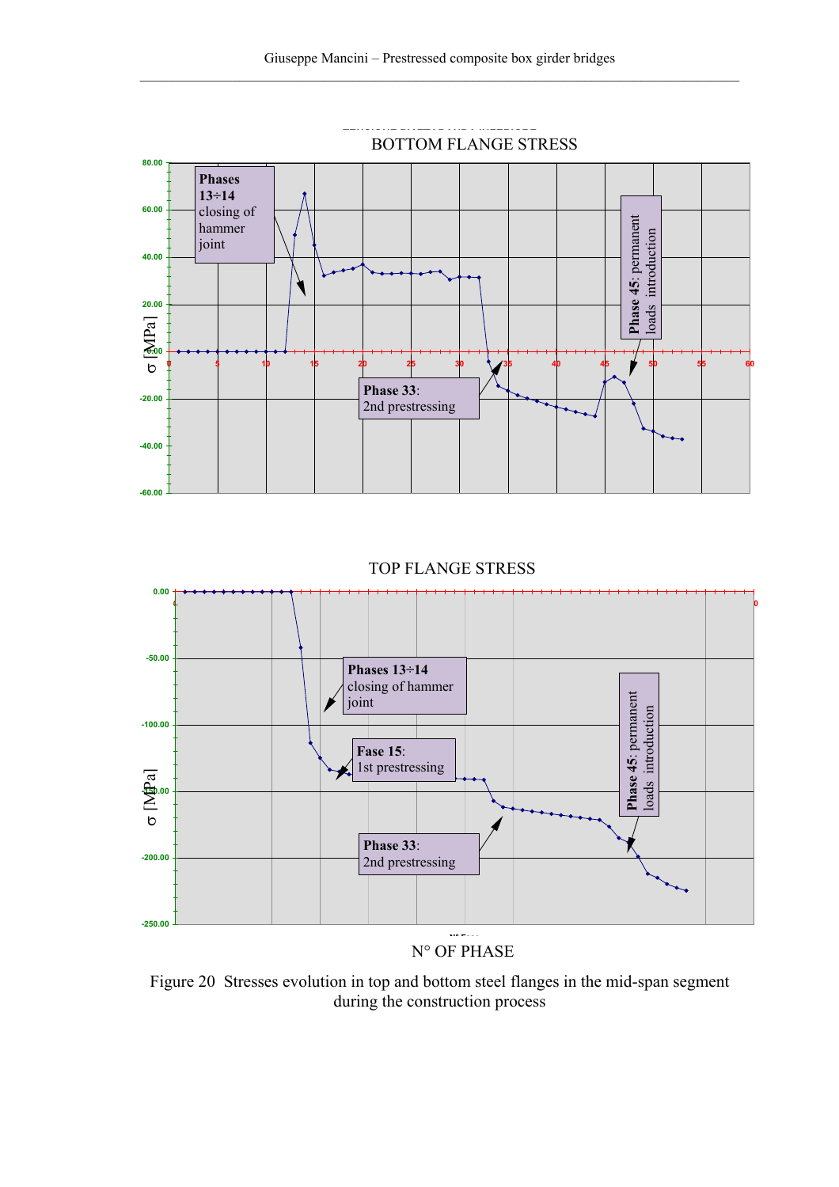Figure 20  Stresses evolution in top and bottom steel flanges in the mid-span segment during the construction process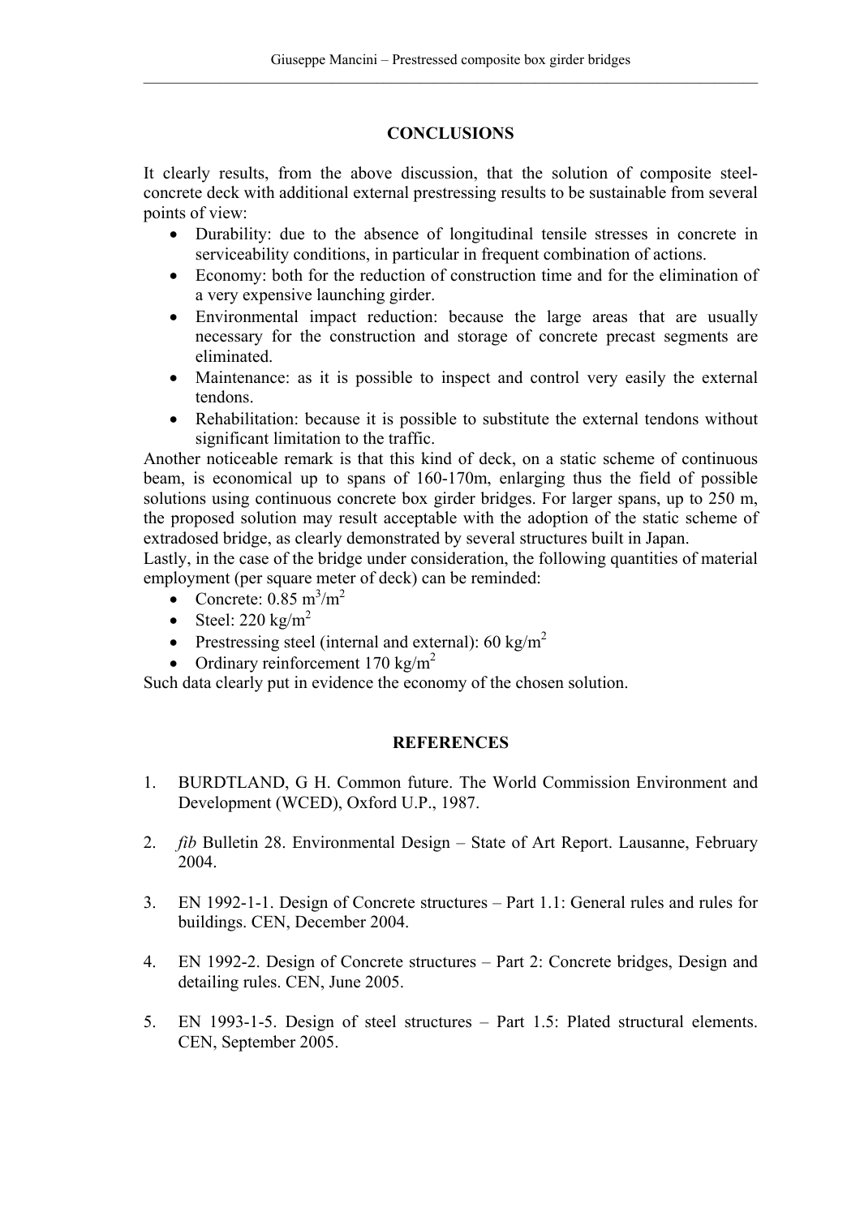## CONCLUSIONS

It clearly results, from the above discussion, that the solution of composite steel-concrete deck with additional external prestressing results to be sustainable from several points of view:

- Durability: due to the absence of longitudinal tensile stresses in concrete in serviceability conditions, in particular in frequent combination of actions.
- Economy: both for the reduction of construction time and for the elimination of a very expensive launching girder.
- Environmental impact reduction: because the large areas that are usually necessary for the construction and storage of concrete precast segments are eliminated.
- Maintenance: as it is possible to inspect and control very easily the external tendons.
- Rehabilitation: because it is possible to substitute the external tendons without significant limitation to the traffic.

Another noticeable remark is that this kind of deck, on a static scheme of continuous beam, is economical up to spans of 160-170m, enlarging thus the field of possible solutions using continuous concrete box girder bridges. For larger spans, up to 250 m, the proposed solution may result acceptable with the adoption of the static scheme of extradosed bridge, as clearly demonstrated by several structures built in Japan.
Lastly, in the case of the bridge under consideration, the following quantities of material employment (per square meter of deck) can be reminded:

- Concrete: 0.85 $m^3/m^2$
- Steel: 220 $kg/m^2$
- Prestressing steel (internal and external): 60 $kg/m^2$
- Ordinary reinforcement 170 $kg/m^2$

Such data clearly put in evidence the economy of the chosen solution.

## REFERENCES

1. BURDTLAND, G H. Common future. The World Commission Environment and Development (WCED), Oxford U.P., 1987.

2. *fib* Bulletin 28. Environmental Design – State of Art Report. Lausanne, February 2004.

3. EN 1992-1-1. Design of Concrete structures – Part 1.1: General rules and rules for buildings. CEN, December 2004.

4. EN 1992-2. Design of Concrete structures – Part 2: Concrete bridges, Design and detailing rules. CEN, June 2005.

5. EN 1993-1-5. Design of steel structures – Part 1.5: Plated structural elements. CEN, September 2005.